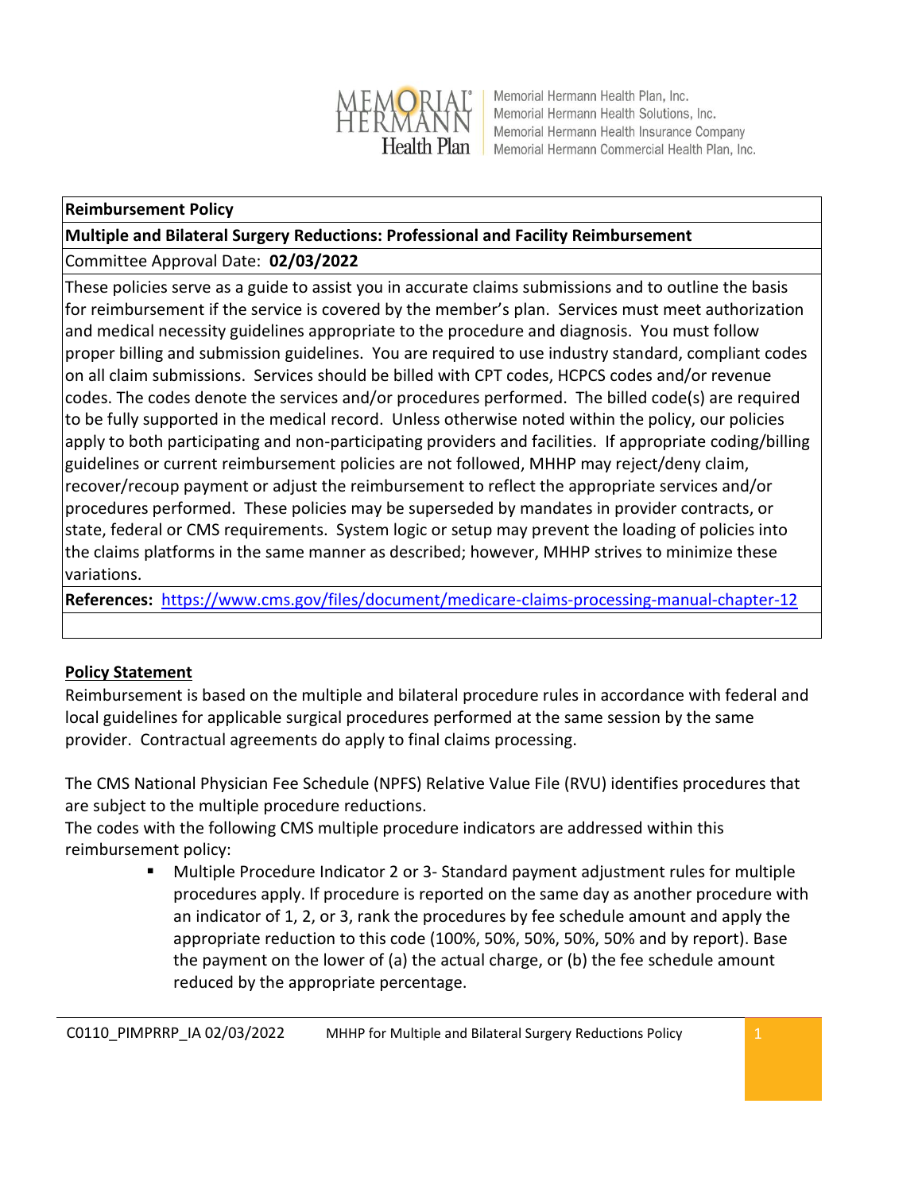Memorial Hermann Health Plan, Inc.
Memorial Hermann Health Solutions, Inc.
Memorial Hermann Health Insurance Company
Memorial Hermann Commercial Health Plan, Inc.

| **Reimbursement Policy** |
|---|
| **Multiple and Bilateral Surgery Reductions: Professional and Facility Reimbursement** |
| Committee Approval Date: **02/03/2022** |
| These policies serve as a guide to assist you in accurate claims submissions and to outline the basis for reimbursement if the service is covered by the member's plan. Services must meet authorization and medical necessity guidelines appropriate to the procedure and diagnosis. You must follow proper billing and submission guidelines. You are required to use industry standard, compliant codes on all claim submissions. Services should be billed with CPT codes, HCPCS codes and/or revenue codes. The codes denote the services and/or procedures performed. The billed code(s) are required to be fully supported in the medical record. Unless otherwise noted within the policy, our policies apply to both participating and non-participating providers and facilities. If appropriate coding/billing guidelines or current reimbursement policies are not followed, MHHP may reject/deny claim, recover/recoup payment or adjust the reimbursement to reflect the appropriate services and/or procedures performed. These policies may be superseded by mandates in provider contracts, or state, federal or CMS requirements. System logic or setup may prevent the loading of policies into the claims platforms in the same manner as described; however, MHHP strives to minimize these variations. |
| **References:** https://www.cms.gov/files/document/medicare-claims-processing-manual-chapter-12 |
| |

## Policy Statement

Reimbursement is based on the multiple and bilateral procedure rules in accordance with federal and local guidelines for applicable surgical procedures performed at the same session by the same provider. Contractual agreements do apply to final claims processing.

The CMS National Physician Fee Schedule (NPFS) Relative Value File (RVU) identifies procedures that are subject to the multiple procedure reductions.

The codes with the following CMS multiple procedure indicators are addressed within this reimbursement policy:

- Multiple Procedure Indicator 2 or 3- Standard payment adjustment rules for multiple procedures apply. If procedure is reported on the same day as another procedure with an indicator of 1, 2, or 3, rank the procedures by fee schedule amount and apply the appropriate reduction to this code (100%, 50%, 50%, 50%, 50% and by report). Base the payment on the lower of (a) the actual charge, or (b) the fee schedule amount reduced by the appropriate percentage.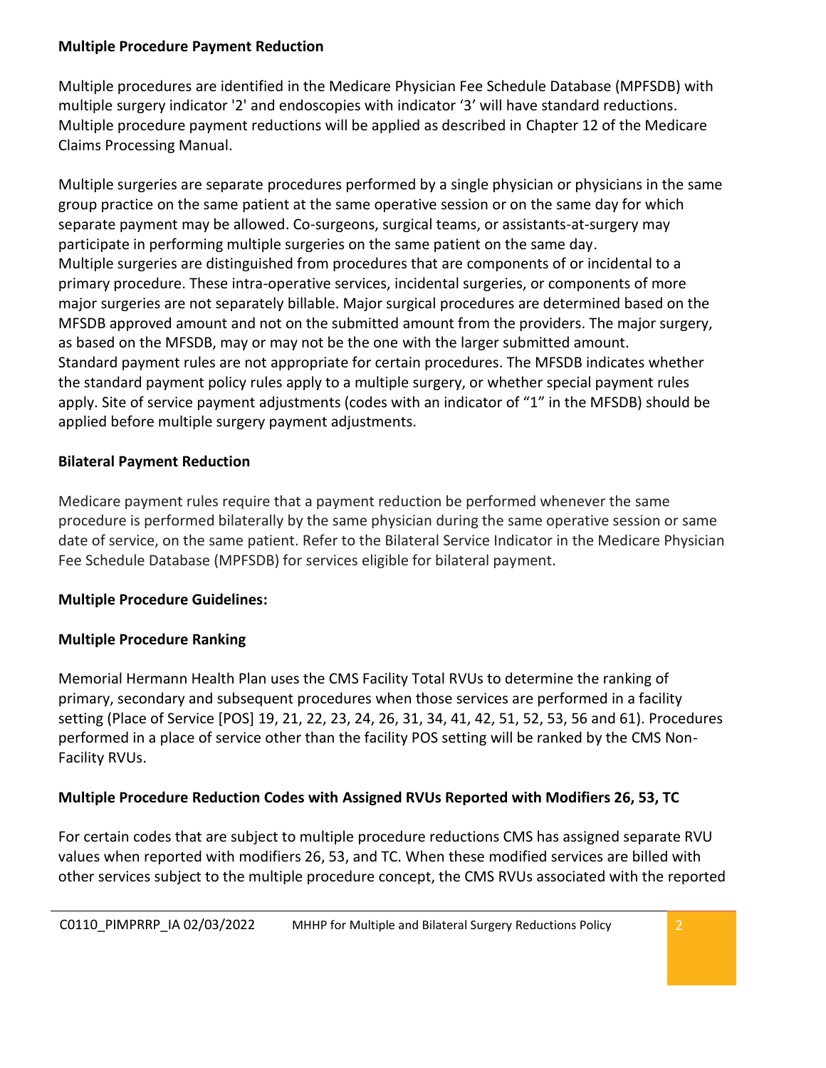**Multiple Procedure Payment Reduction**

Multiple procedures are identified in the Medicare Physician Fee Schedule Database (MPFSDB) with multiple surgery indicator '2' and endoscopies with indicator '3' will have standard reductions. Multiple procedure payment reductions will be applied as described in Chapter 12 of the Medicare Claims Processing Manual.

Multiple surgeries are separate procedures performed by a single physician or physicians in the same group practice on the same patient at the same operative session or on the same day for which separate payment may be allowed. Co-surgeons, surgical teams, or assistants-at-surgery may participate in performing multiple surgeries on the same patient on the same day.
Multiple surgeries are distinguished from procedures that are components of or incidental to a primary procedure. These intra-operative services, incidental surgeries, or components of more major surgeries are not separately billable. Major surgical procedures are determined based on the MFSDB approved amount and not on the submitted amount from the providers. The major surgery, as based on the MFSDB, may or may not be the one with the larger submitted amount.
Standard payment rules are not appropriate for certain procedures. The MFSDB indicates whether the standard payment policy rules apply to a multiple surgery, or whether special payment rules apply. Site of service payment adjustments (codes with an indicator of "1" in the MFSDB) should be applied before multiple surgery payment adjustments.

**Bilateral Payment Reduction**

Medicare payment rules require that a payment reduction be performed whenever the same procedure is performed bilaterally by the same physician during the same operative session or same date of service, on the same patient. Refer to the Bilateral Service Indicator in the Medicare Physician Fee Schedule Database (MPFSDB) for services eligible for bilateral payment.

**Multiple Procedure Guidelines:**

**Multiple Procedure Ranking**

Memorial Hermann Health Plan uses the CMS Facility Total RVUs to determine the ranking of primary, secondary and subsequent procedures when those services are performed in a facility setting (Place of Service [POS] 19, 21, 22, 23, 24, 26, 31, 34, 41, 42, 51, 52, 53, 56 and 61). Procedures performed in a place of service other than the facility POS setting will be ranked by the CMS Non-Facility RVUs.

**Multiple Procedure Reduction Codes with Assigned RVUs Reported with Modifiers 26, 53, TC**

For certain codes that are subject to multiple procedure reductions CMS has assigned separate RVU values when reported with modifiers 26, 53, and TC. When these modified services are billed with other services subject to the multiple procedure concept, the CMS RVUs associated with the reported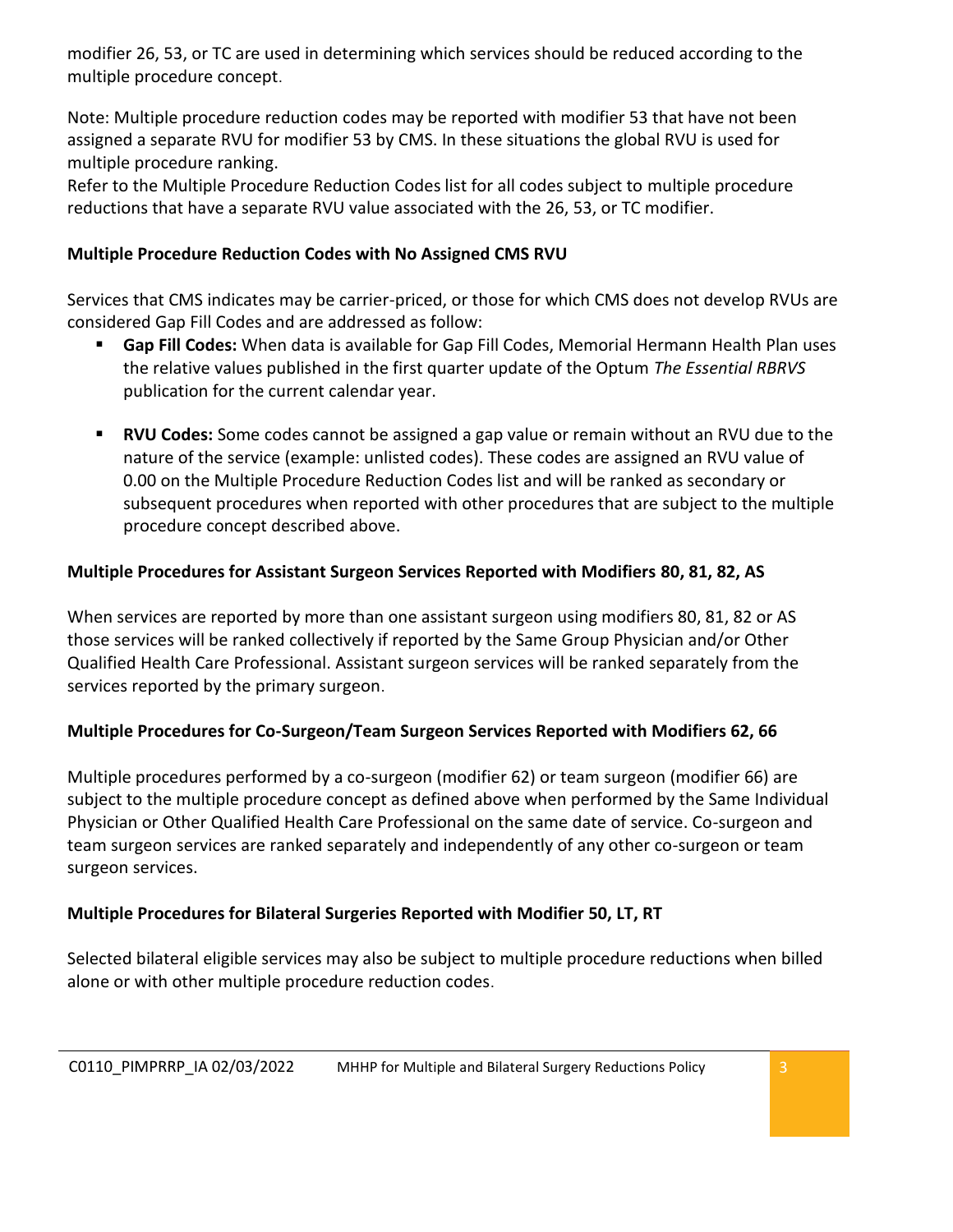modifier 26, 53, or TC are used in determining which services should be reduced according to the multiple procedure concept.

Note: Multiple procedure reduction codes may be reported with modifier 53 that have not been assigned a separate RVU for modifier 53 by CMS. In these situations the global RVU is used for multiple procedure ranking.
Refer to the Multiple Procedure Reduction Codes list for all codes subject to multiple procedure reductions that have a separate RVU value associated with the 26, 53, or TC modifier.

**Multiple Procedure Reduction Codes with No Assigned CMS RVU**

Services that CMS indicates may be carrier-priced, or those for which CMS does not develop RVUs are considered Gap Fill Codes and are addressed as follow:

- **Gap Fill Codes:** When data is available for Gap Fill Codes, Memorial Hermann Health Plan uses the relative values published in the first quarter update of the Optum *The Essential RBRVS* publication for the current calendar year.
- **RVU Codes:** Some codes cannot be assigned a gap value or remain without an RVU due to the nature of the service (example: unlisted codes). These codes are assigned an RVU value of 0.00 on the Multiple Procedure Reduction Codes list and will be ranked as secondary or subsequent procedures when reported with other procedures that are subject to the multiple procedure concept described above.

**Multiple Procedures for Assistant Surgeon Services Reported with Modifiers 80, 81, 82, AS**

When services are reported by more than one assistant surgeon using modifiers 80, 81, 82 or AS those services will be ranked collectively if reported by the Same Group Physician and/or Other Qualified Health Care Professional. Assistant surgeon services will be ranked separately from the services reported by the primary surgeon.

**Multiple Procedures for Co-Surgeon/Team Surgeon Services Reported with Modifiers 62, 66**

Multiple procedures performed by a co-surgeon (modifier 62) or team surgeon (modifier 66) are subject to the multiple procedure concept as defined above when performed by the Same Individual Physician or Other Qualified Health Care Professional on the same date of service. Co-surgeon and team surgeon services are ranked separately and independently of any other co-surgeon or team surgeon services.

**Multiple Procedures for Bilateral Surgeries Reported with Modifier 50, LT, RT**

Selected bilateral eligible services may also be subject to multiple procedure reductions when billed alone or with other multiple procedure reduction codes.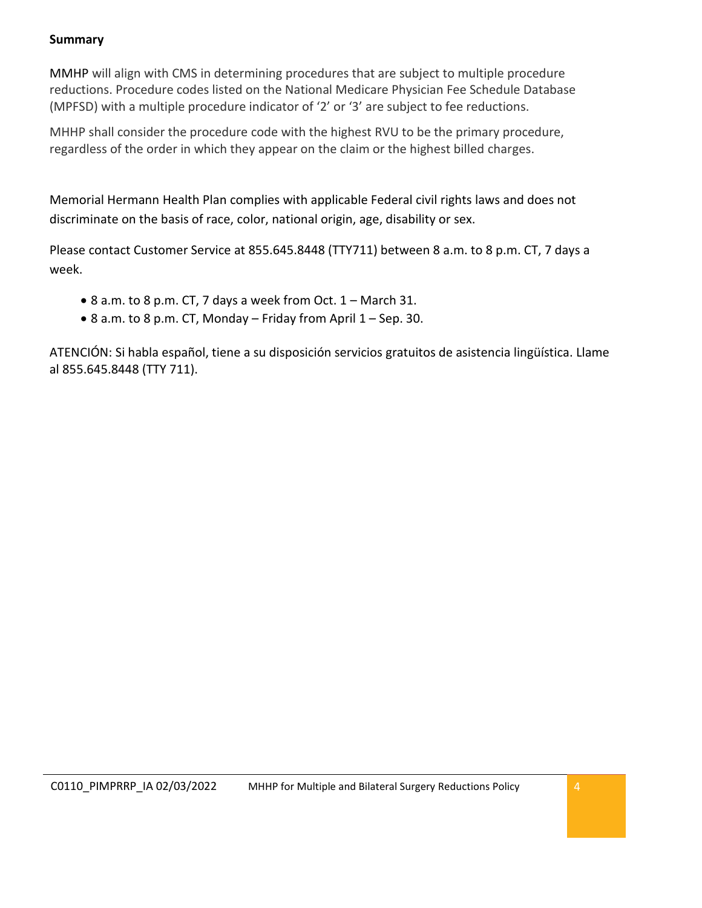**Summary**

MMHP will align with CMS in determining procedures that are subject to multiple procedure reductions. Procedure codes listed on the National Medicare Physician Fee Schedule Database (MPFSD) with a multiple procedure indicator of '2' or '3' are subject to fee reductions.

MHHP shall consider the procedure code with the highest RVU to be the primary procedure, regardless of the order in which they appear on the claim or the highest billed charges.

Memorial Hermann Health Plan complies with applicable Federal civil rights laws and does not discriminate on the basis of race, color, national origin, age, disability or sex.

Please contact Customer Service at 855.645.8448 (TTY711) between 8 a.m. to 8 p.m. CT, 7 days a week.

- 8 a.m. to 8 p.m. CT, 7 days a week from Oct. 1 – March 31.
- 8 a.m. to 8 p.m. CT, Monday – Friday from April 1 – Sep. 30.

ATENCIÓN: Si habla español, tiene a su disposición servicios gratuitos de asistencia lingüística. Llame al 855.645.8448 (TTY 711).